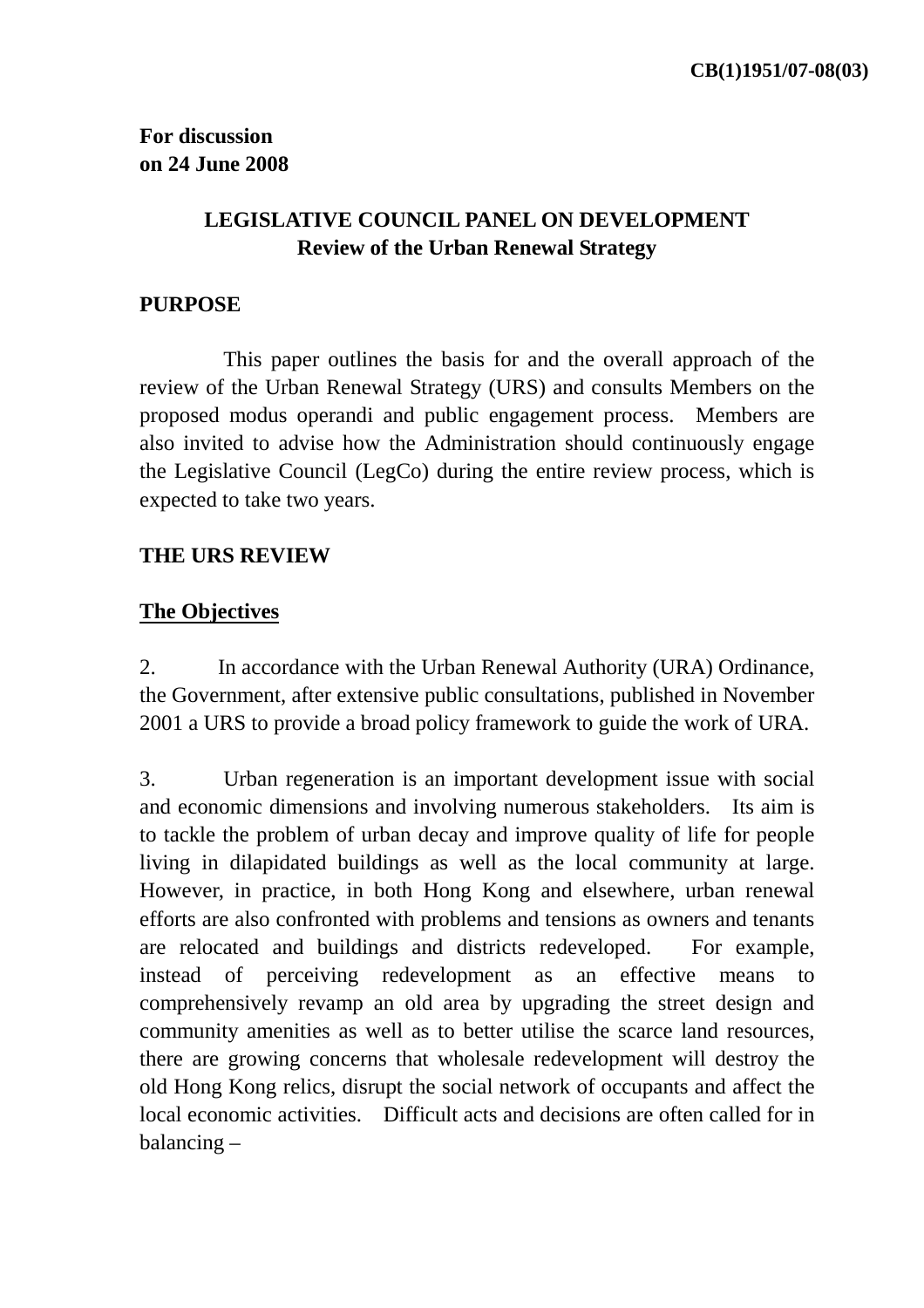CB(1)1951/07-08(03)

**For discussion**
**on 24 June 2008**

# LEGISLATIVE COUNCIL PANEL ON DEVELOPMENT
## Review of the Urban Renewal Strategy

## PURPOSE

This paper outlines the basis for and the overall approach of the review of the Urban Renewal Strategy (URS) and consults Members on the proposed modus operandi and public engagement process. Members are also invited to advise how the Administration should continuously engage the Legislative Council (LegCo) during the entire review process, which is expected to take two years.

## THE URS REVIEW

### The Objectives

2. In accordance with the Urban Renewal Authority (URA) Ordinance, the Government, after extensive public consultations, published in November 2001 a URS to provide a broad policy framework to guide the work of URA.

3. Urban regeneration is an important development issue with social and economic dimensions and involving numerous stakeholders. Its aim is to tackle the problem of urban decay and improve quality of life for people living in dilapidated buildings as well as the local community at large. However, in practice, in both Hong Kong and elsewhere, urban renewal efforts are also confronted with problems and tensions as owners and tenants are relocated and buildings and districts redeveloped. For example, instead of perceiving redevelopment as an effective means to comprehensively revamp an old area by upgrading the street design and community amenities as well as to better utilise the scarce land resources, there are growing concerns that wholesale redevelopment will destroy the old Hong Kong relics, disrupt the social network of occupants and affect the local economic activities. Difficult acts and decisions are often called for in balancing –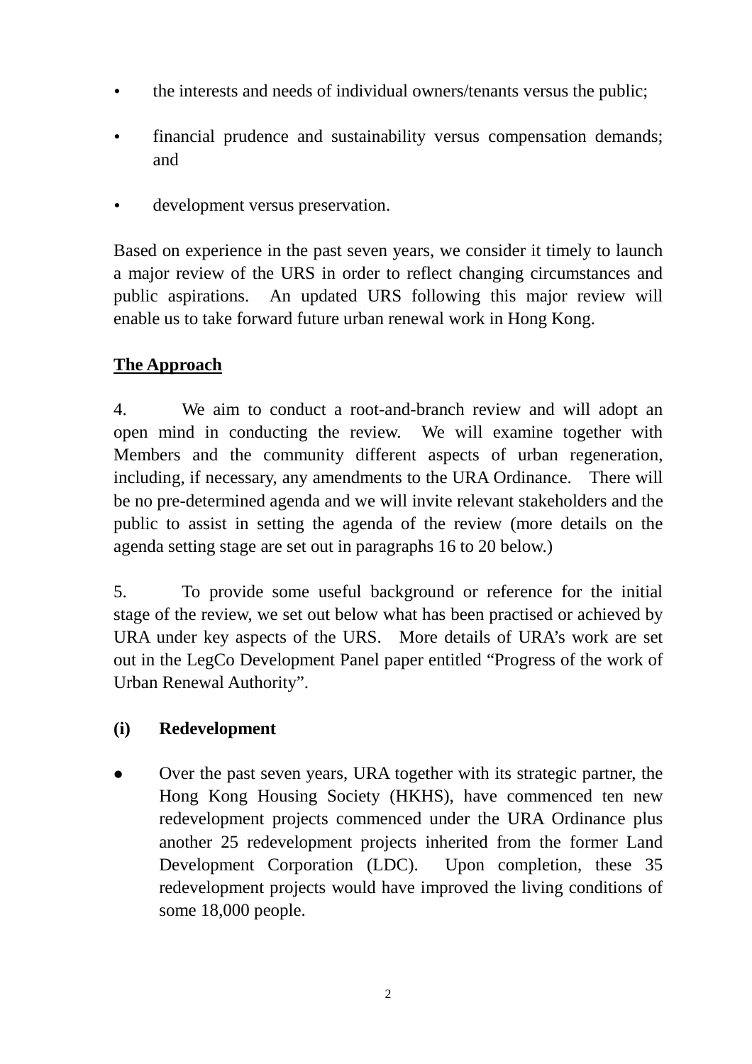- the interests and needs of individual owners/tenants versus the public;
- financial prudence and sustainability versus compensation demands; and
- development versus preservation.

Based on experience in the past seven years, we consider it timely to launch a major review of the URS in order to reflect changing circumstances and public aspirations. An updated URS following this major review will enable us to take forward future urban renewal work in Hong Kong.

## The Approach

4. We aim to conduct a root-and-branch review and will adopt an open mind in conducting the review. We will examine together with Members and the community different aspects of urban regeneration, including, if necessary, any amendments to the URA Ordinance. There will be no pre-determined agenda and we will invite relevant stakeholders and the public to assist in setting the agenda of the review (more details on the agenda setting stage are set out in paragraphs 16 to 20 below.)

5. To provide some useful background or reference for the initial stage of the review, we set out below what has been practised or achieved by URA under key aspects of the URS. More details of URA's work are set out in the LegCo Development Panel paper entitled "Progress of the work of Urban Renewal Authority".

### (i) Redevelopment

- Over the past seven years, URA together with its strategic partner, the Hong Kong Housing Society (HKHS), have commenced ten new redevelopment projects commenced under the URA Ordinance plus another 25 redevelopment projects inherited from the former Land Development Corporation (LDC). Upon completion, these 35 redevelopment projects would have improved the living conditions of some 18,000 people.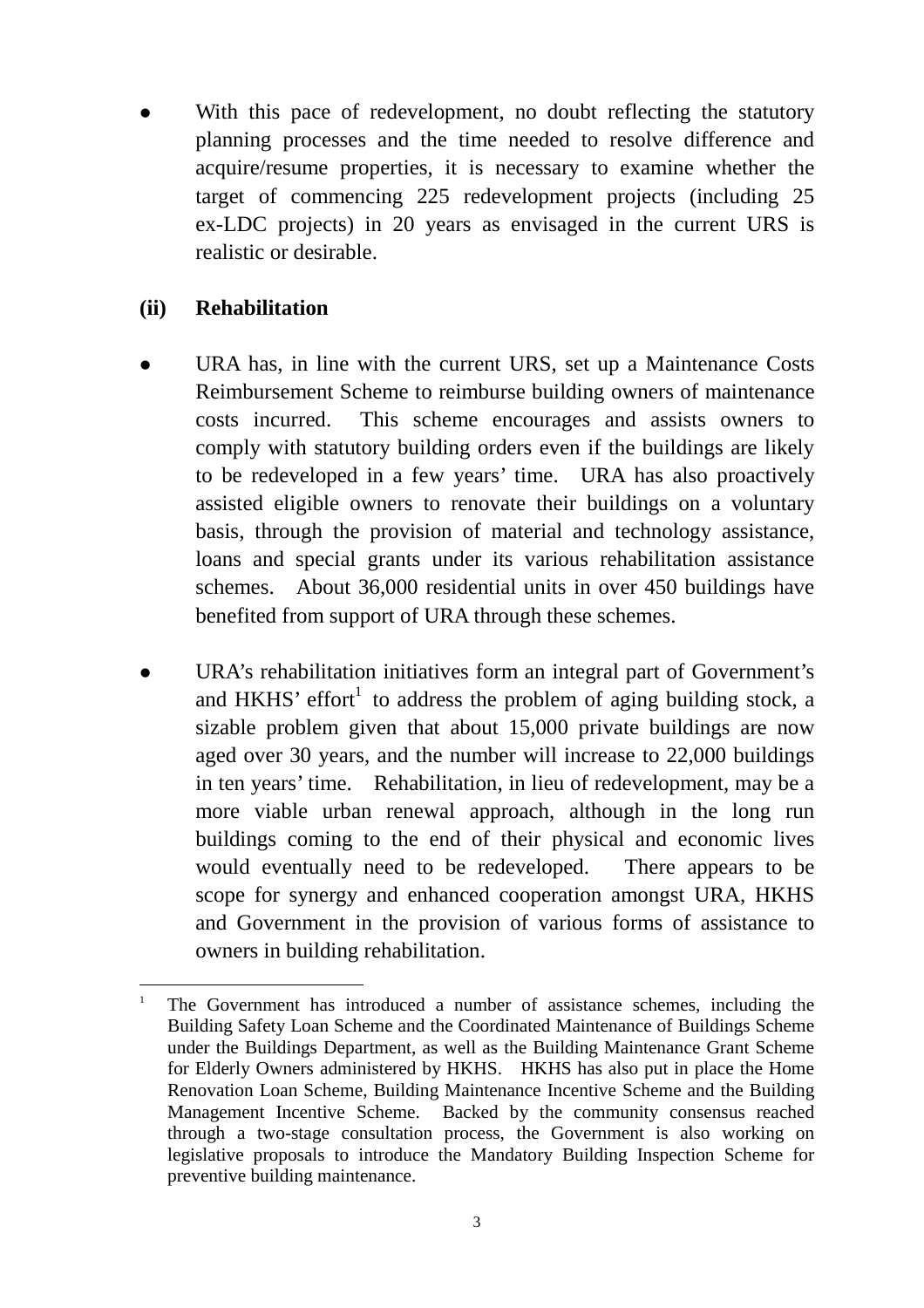- With this pace of redevelopment, no doubt reflecting the statutory planning processes and the time needed to resolve difference and acquire/resume properties, it is necessary to examine whether the target of commencing 225 redevelopment projects (including 25 ex-LDC projects) in 20 years as envisaged in the current URS is realistic or desirable.

### (ii) Rehabilitation

- URA has, in line with the current URS, set up a Maintenance Costs Reimbursement Scheme to reimburse building owners of maintenance costs incurred. This scheme encourages and assists owners to comply with statutory building orders even if the buildings are likely to be redeveloped in a few years' time. URA has also proactively assisted eligible owners to renovate their buildings on a voluntary basis, through the provision of material and technology assistance, loans and special grants under its various rehabilitation assistance schemes. About 36,000 residential units in over 450 buildings have benefited from support of URA through these schemes.

- URA's rehabilitation initiatives form an integral part of Government's and HKHS' effort[1] to address the problem of aging building stock, a sizable problem given that about 15,000 private buildings are now aged over 30 years, and the number will increase to 22,000 buildings in ten years' time. Rehabilitation, in lieu of redevelopment, may be a more viable urban renewal approach, although in the long run buildings coming to the end of their physical and economic lives would eventually need to be redeveloped. There appears to be scope for synergy and enhanced cooperation amongst URA, HKHS and Government in the provision of various forms of assistance to owners in building rehabilitation.

---

[1] The Government has introduced a number of assistance schemes, including the Building Safety Loan Scheme and the Coordinated Maintenance of Buildings Scheme under the Buildings Department, as well as the Building Maintenance Grant Scheme for Elderly Owners administered by HKHS. HKHS has also put in place the Home Renovation Loan Scheme, Building Maintenance Incentive Scheme and the Building Management Incentive Scheme. Backed by the community consensus reached through a two-stage consultation process, the Government is also working on legislative proposals to introduce the Mandatory Building Inspection Scheme for preventive building maintenance.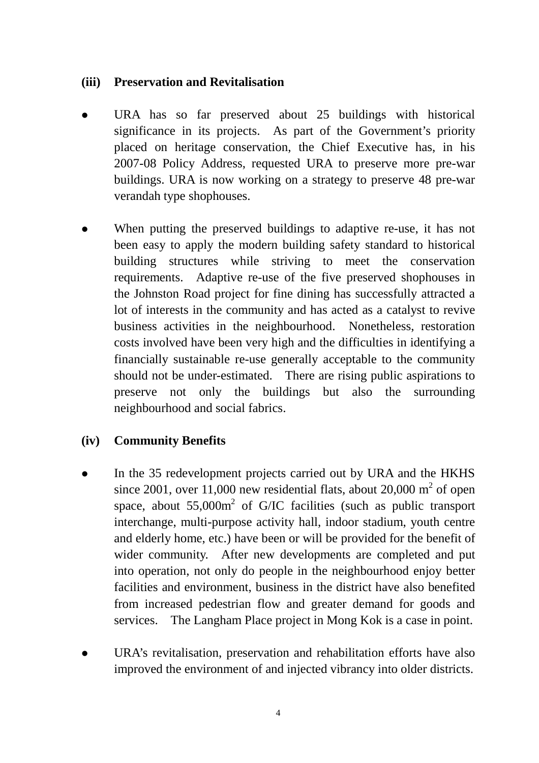### (iii) Preservation and Revitalisation

- URA has so far preserved about 25 buildings with historical significance in its projects. As part of the Government's priority placed on heritage conservation, the Chief Executive has, in his 2007-08 Policy Address, requested URA to preserve more pre-war buildings. URA is now working on a strategy to preserve 48 pre-war verandah type shophouses.

- When putting the preserved buildings to adaptive re-use, it has not been easy to apply the modern building safety standard to historical building structures while striving to meet the conservation requirements. Adaptive re-use of the five preserved shophouses in the Johnston Road project for fine dining has successfully attracted a lot of interests in the community and has acted as a catalyst to revive business activities in the neighbourhood. Nonetheless, restoration costs involved have been very high and the difficulties in identifying a financially sustainable re-use generally acceptable to the community should not be under-estimated. There are rising public aspirations to preserve not only the buildings but also the surrounding neighbourhood and social fabrics.

### (iv) Community Benefits

- In the 35 redevelopment projects carried out by URA and the HKHS since 2001, over 11,000 new residential flats, about 20,000 $m^2$ of open space, about 55,000$m^2$ of G/IC facilities (such as public transport interchange, multi-purpose activity hall, indoor stadium, youth centre and elderly home, etc.) have been or will be provided for the benefit of wider community. After new developments are completed and put into operation, not only do people in the neighbourhood enjoy better facilities and environment, business in the district have also benefited from increased pedestrian flow and greater demand for goods and services. The Langham Place project in Mong Kok is a case in point.

- URA's revitalisation, preservation and rehabilitation efforts have also improved the environment of and injected vibrancy into older districts.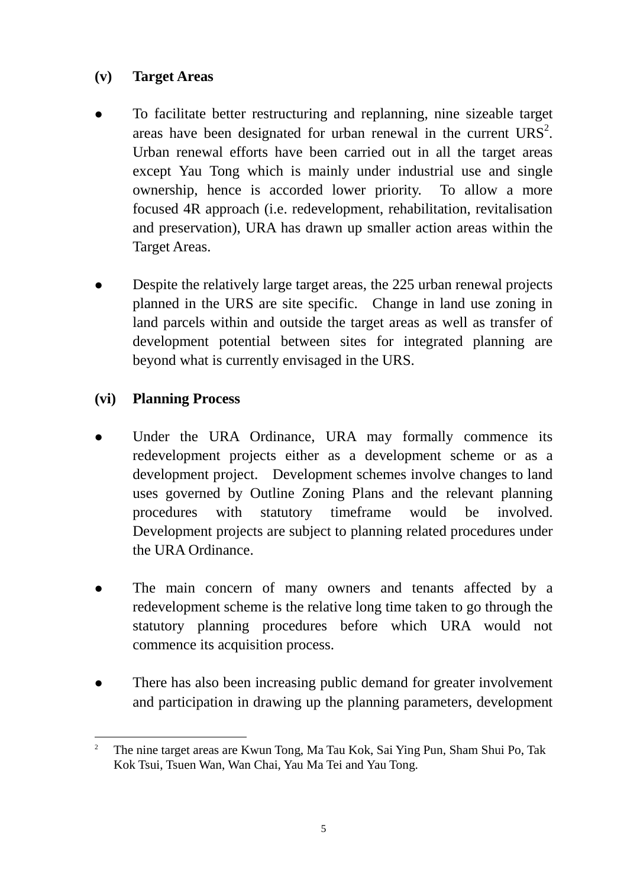**(v) Target Areas**

- To facilitate better restructuring and replanning, nine sizeable target areas have been designated for urban renewal in the current URS[2]. Urban renewal efforts have been carried out in all the target areas except Yau Tong which is mainly under industrial use and single ownership, hence is accorded lower priority. To allow a more focused 4R approach (i.e. redevelopment, rehabilitation, revitalisation and preservation), URA has drawn up smaller action areas within the Target Areas.

- Despite the relatively large target areas, the 225 urban renewal projects planned in the URS are site specific. Change in land use zoning in land parcels within and outside the target areas as well as transfer of development potential between sites for integrated planning are beyond what is currently envisaged in the URS.

**(vi) Planning Process**

- Under the URA Ordinance, URA may formally commence its redevelopment projects either as a development scheme or as a development project. Development schemes involve changes to land uses governed by Outline Zoning Plans and the relevant planning procedures with statutory timeframe would be involved. Development projects are subject to planning related procedures under the URA Ordinance.

- The main concern of many owners and tenants affected by a redevelopment scheme is the relative long time taken to go through the statutory planning procedures before which URA would not commence its acquisition process.

- There has also been increasing public demand for greater involvement and participation in drawing up the planning parameters, development

---

[2] The nine target areas are Kwun Tong, Ma Tau Kok, Sai Ying Pun, Sham Shui Po, Tak Kok Tsui, Tsuen Wan, Wan Chai, Yau Ma Tei and Yau Tong.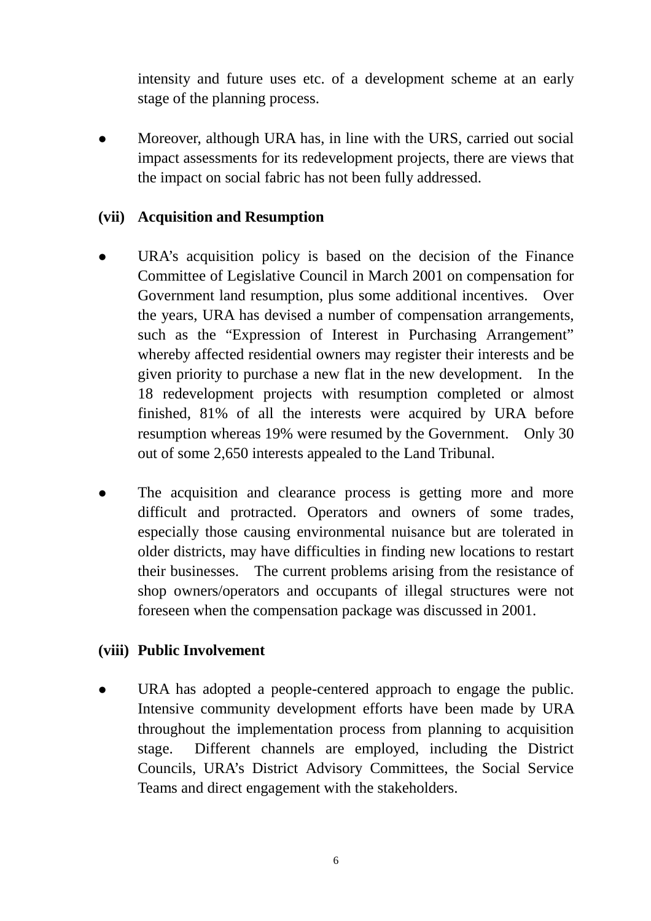intensity and future uses etc. of a development scheme at an early stage of the planning process.

- Moreover, although URA has, in line with the URS, carried out social impact assessments for its redevelopment projects, there are views that the impact on social fabric has not been fully addressed.

**(vii) Acquisition and Resumption**

- URA's acquisition policy is based on the decision of the Finance Committee of Legislative Council in March 2001 on compensation for Government land resumption, plus some additional incentives. Over the years, URA has devised a number of compensation arrangements, such as the "Expression of Interest in Purchasing Arrangement" whereby affected residential owners may register their interests and be given priority to purchase a new flat in the new development. In the 18 redevelopment projects with resumption completed or almost finished, 81% of all the interests were acquired by URA before resumption whereas 19% were resumed by the Government. Only 30 out of some 2,650 interests appealed to the Land Tribunal.

- The acquisition and clearance process is getting more and more difficult and protracted. Operators and owners of some trades, especially those causing environmental nuisance but are tolerated in older districts, may have difficulties in finding new locations to restart their businesses. The current problems arising from the resistance of shop owners/operators and occupants of illegal structures were not foreseen when the compensation package was discussed in 2001.

**(viii) Public Involvement**

- URA has adopted a people-centered approach to engage the public. Intensive community development efforts have been made by URA throughout the implementation process from planning to acquisition stage. Different channels are employed, including the District Councils, URA's District Advisory Committees, the Social Service Teams and direct engagement with the stakeholders.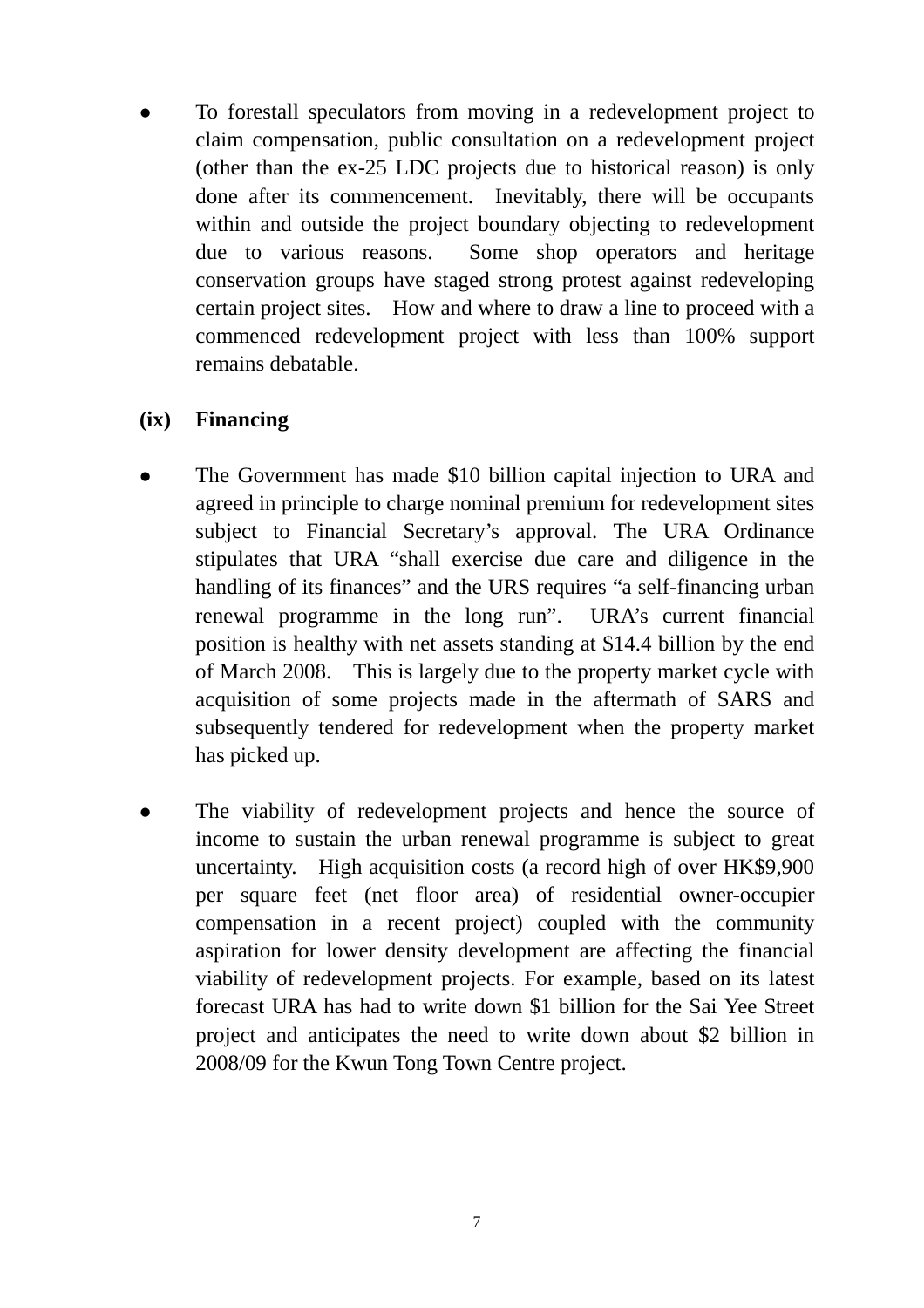- To forestall speculators from moving in a redevelopment project to claim compensation, public consultation on a redevelopment project (other than the ex-25 LDC projects due to historical reason) is only done after its commencement. Inevitably, there will be occupants within and outside the project boundary objecting to redevelopment due to various reasons. Some shop operators and heritage conservation groups have staged strong protest against redeveloping certain project sites. How and where to draw a line to proceed with a commenced redevelopment project with less than 100% support remains debatable.

**(ix) Financing**

- The Government has made $10 billion capital injection to URA and agreed in principle to charge nominal premium for redevelopment sites subject to Financial Secretary's approval. The URA Ordinance stipulates that URA "shall exercise due care and diligence in the handling of its finances" and the URS requires "a self-financing urban renewal programme in the long run". URA's current financial position is healthy with net assets standing at $14.4 billion by the end of March 2008. This is largely due to the property market cycle with acquisition of some projects made in the aftermath of SARS and subsequently tendered for redevelopment when the property market has picked up.

- The viability of redevelopment projects and hence the source of income to sustain the urban renewal programme is subject to great uncertainty. High acquisition costs (a record high of over HK$9,900 per square feet (net floor area) of residential owner-occupier compensation in a recent project) coupled with the community aspiration for lower density development are affecting the financial viability of redevelopment projects. For example, based on its latest forecast URA has had to write down $1 billion for the Sai Yee Street project and anticipates the need to write down about $2 billion in 2008/09 for the Kwun Tong Town Centre project.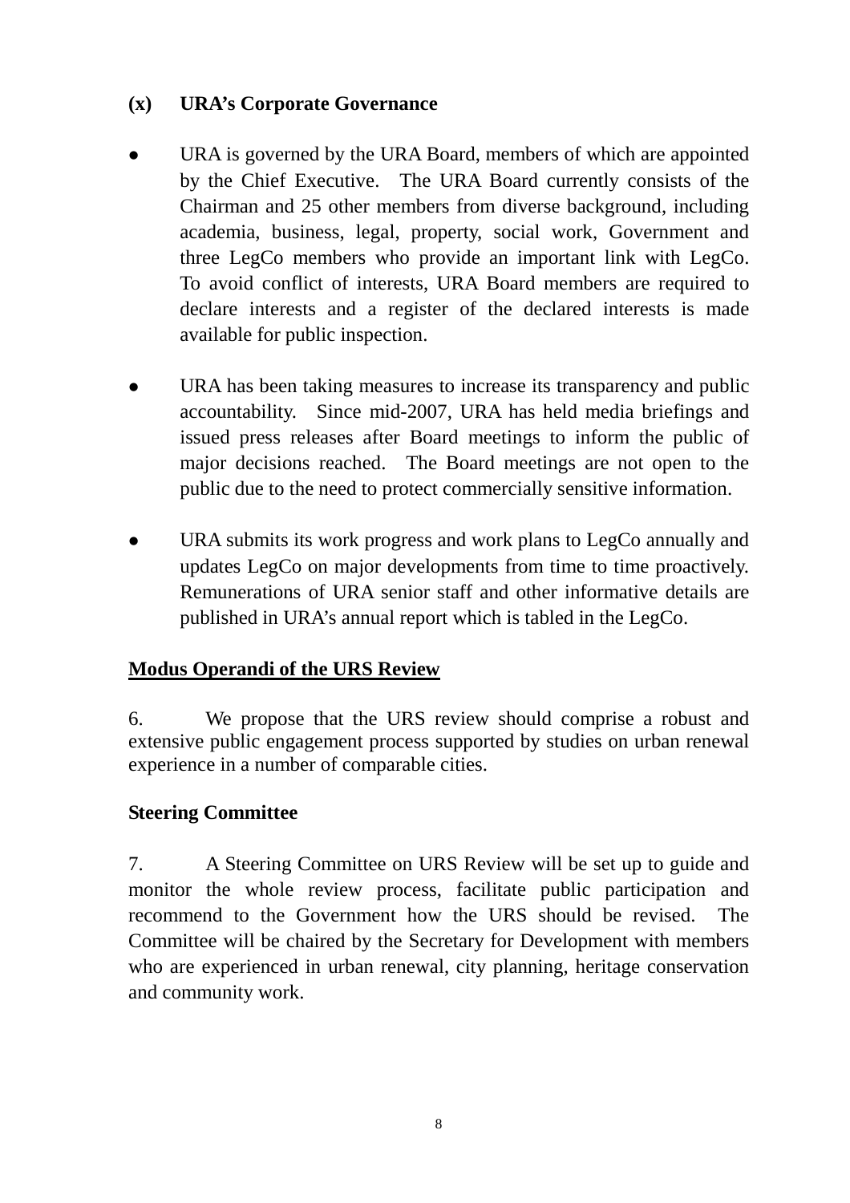**(x) URA's Corporate Governance**

- URA is governed by the URA Board, members of which are appointed by the Chief Executive. The URA Board currently consists of the Chairman and 25 other members from diverse background, including academia, business, legal, property, social work, Government and three LegCo members who provide an important link with LegCo. To avoid conflict of interests, URA Board members are required to declare interests and a register of the declared interests is made available for public inspection.

- URA has been taking measures to increase its transparency and public accountability. Since mid-2007, URA has held media briefings and issued press releases after Board meetings to inform the public of major decisions reached. The Board meetings are not open to the public due to the need to protect commercially sensitive information.

- URA submits its work progress and work plans to LegCo annually and updates LegCo on major developments from time to time proactively. Remunerations of URA senior staff and other informative details are published in URA's annual report which is tabled in the LegCo.

## Modus Operandi of the URS Review

6. We propose that the URS review should comprise a robust and extensive public engagement process supported by studies on urban renewal experience in a number of comparable cities.

### Steering Committee

7. A Steering Committee on URS Review will be set up to guide and monitor the whole review process, facilitate public participation and recommend to the Government how the URS should be revised. The Committee will be chaired by the Secretary for Development with members who are experienced in urban renewal, city planning, heritage conservation and community work.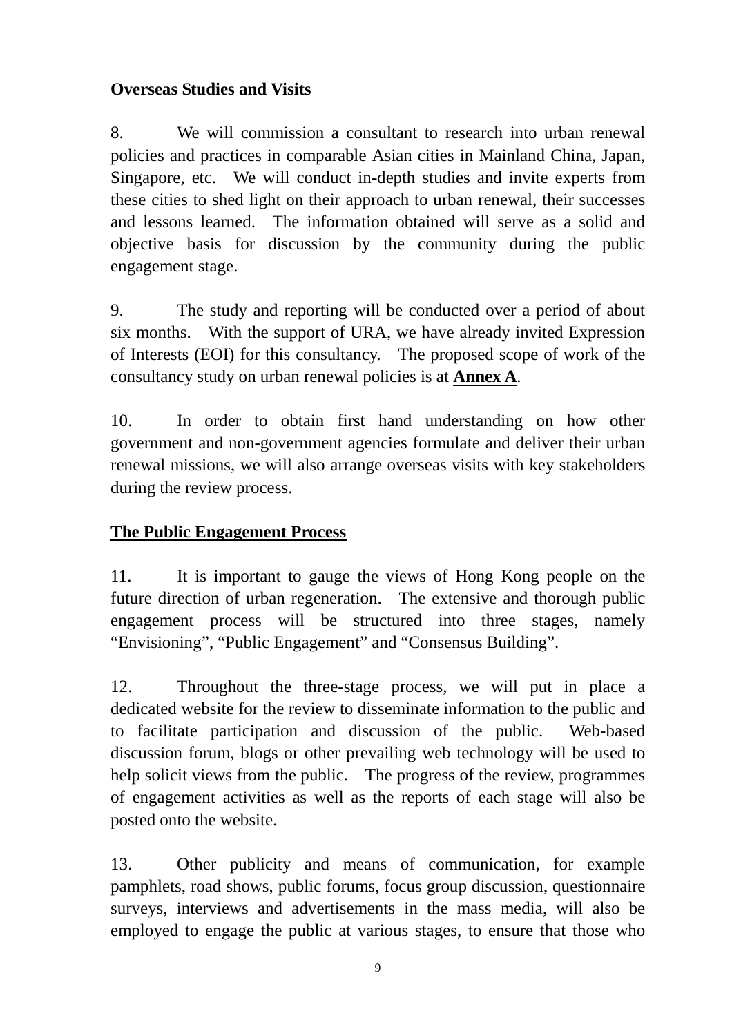**Overseas Studies and Visits**

8. We will commission a consultant to research into urban renewal policies and practices in comparable Asian cities in Mainland China, Japan, Singapore, etc. We will conduct in-depth studies and invite experts from these cities to shed light on their approach to urban renewal, their successes and lessons learned. The information obtained will serve as a solid and objective basis for discussion by the community during the public engagement stage.

9. The study and reporting will be conducted over a period of about six months. With the support of URA, we have already invited Expression of Interests (EOI) for this consultancy. The proposed scope of work of the consultancy study on urban renewal policies is at **<u>Annex A</u>**.

10. In order to obtain first hand understanding on how other government and non-government agencies formulate and deliver their urban renewal missions, we will also arrange overseas visits with key stakeholders during the review process.

**<u>The Public Engagement Process</u>**

11. It is important to gauge the views of Hong Kong people on the future direction of urban regeneration. The extensive and thorough public engagement process will be structured into three stages, namely "Envisioning", "Public Engagement" and "Consensus Building".

12. Throughout the three-stage process, we will put in place a dedicated website for the review to disseminate information to the public and to facilitate participation and discussion of the public. Web-based discussion forum, blogs or other prevailing web technology will be used to help solicit views from the public. The progress of the review, programmes of engagement activities as well as the reports of each stage will also be posted onto the website.

13. Other publicity and means of communication, for example pamphlets, road shows, public forums, focus group discussion, questionnaire surveys, interviews and advertisements in the mass media, will also be employed to engage the public at various stages, to ensure that those who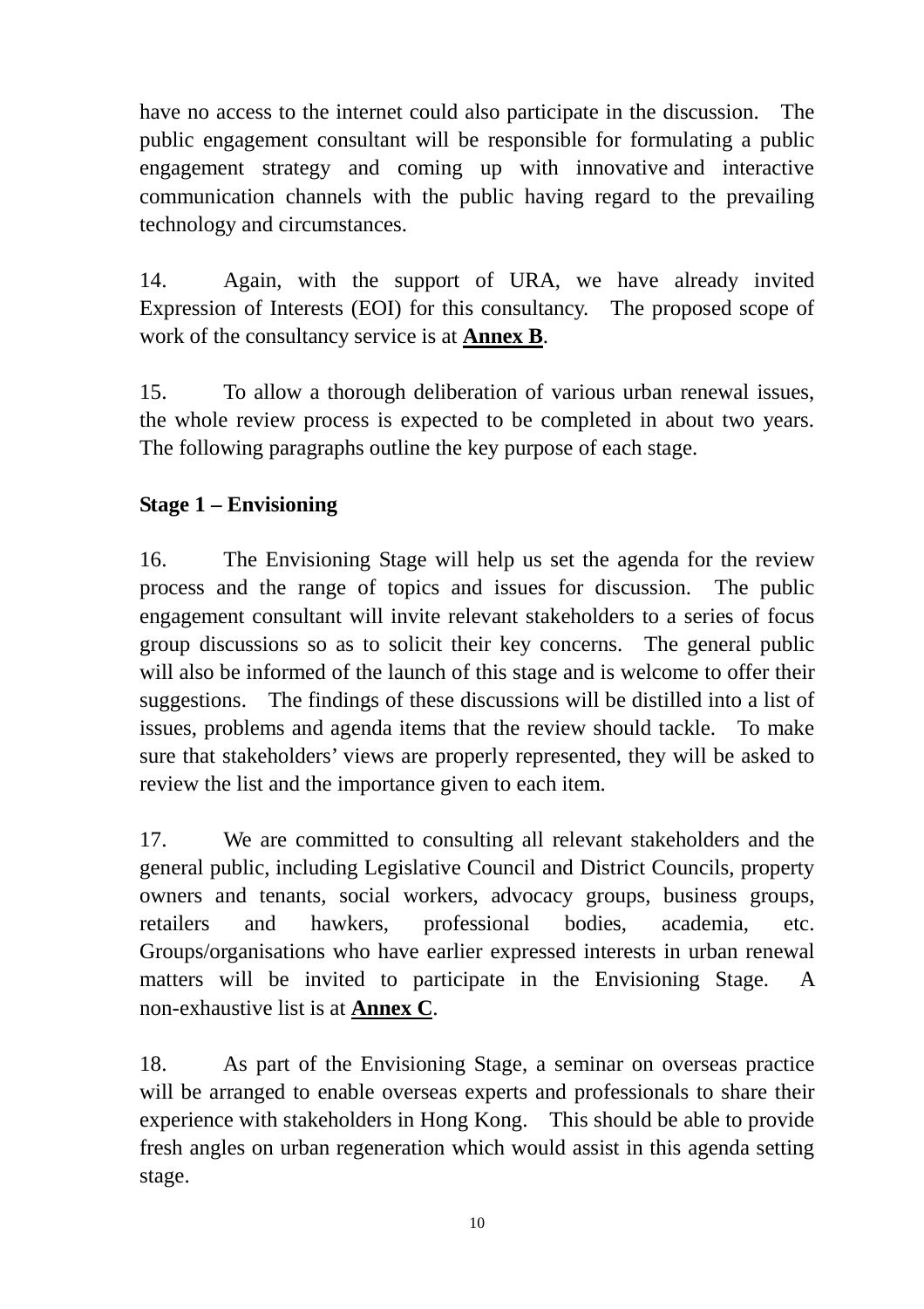have no access to the internet could also participate in the discussion. The public engagement consultant will be responsible for formulating a public engagement strategy and coming up with innovative and interactive communication channels with the public having regard to the prevailing technology and circumstances.

14. Again, with the support of URA, we have already invited Expression of Interests (EOI) for this consultancy. The proposed scope of work of the consultancy service is at **Annex B**.

15. To allow a thorough deliberation of various urban renewal issues, the whole review process is expected to be completed in about two years. The following paragraphs outline the key purpose of each stage.

**Stage 1 – Envisioning**

16. The Envisioning Stage will help us set the agenda for the review process and the range of topics and issues for discussion. The public engagement consultant will invite relevant stakeholders to a series of focus group discussions so as to solicit their key concerns. The general public will also be informed of the launch of this stage and is welcome to offer their suggestions. The findings of these discussions will be distilled into a list of issues, problems and agenda items that the review should tackle. To make sure that stakeholders' views are properly represented, they will be asked to review the list and the importance given to each item.

17. We are committed to consulting all relevant stakeholders and the general public, including Legislative Council and District Councils, property owners and tenants, social workers, advocacy groups, business groups, retailers and hawkers, professional bodies, academia, etc. Groups/organisations who have earlier expressed interests in urban renewal matters will be invited to participate in the Envisioning Stage. A non-exhaustive list is at **Annex C**.

18. As part of the Envisioning Stage, a seminar on overseas practice will be arranged to enable overseas experts and professionals to share their experience with stakeholders in Hong Kong. This should be able to provide fresh angles on urban regeneration which would assist in this agenda setting stage.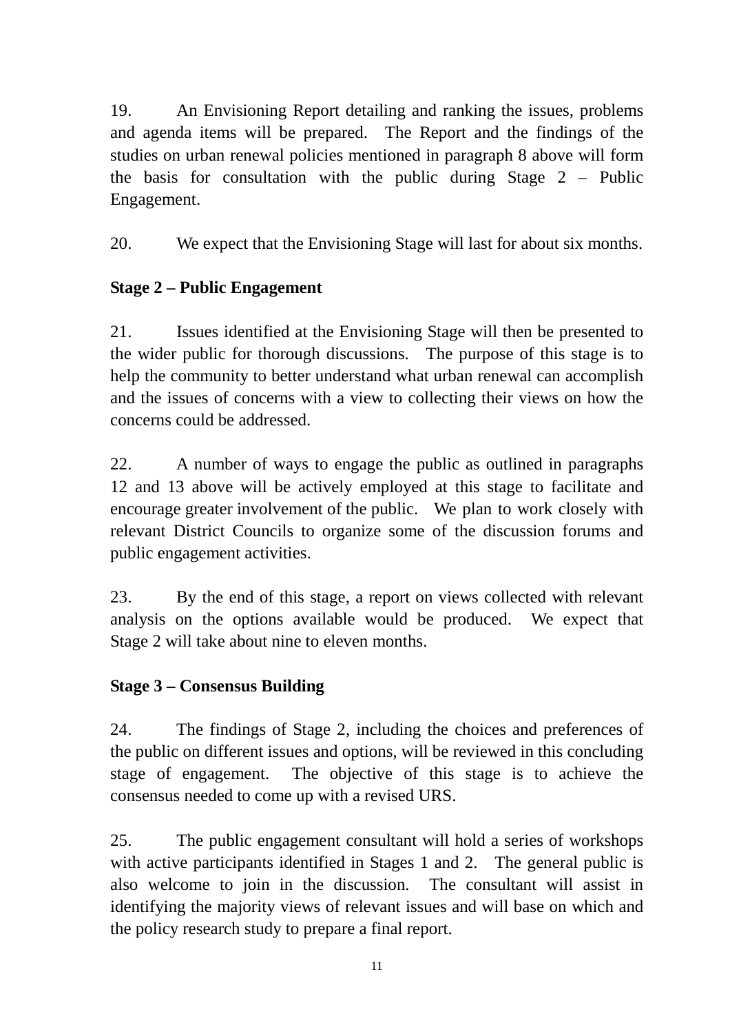19. An Envisioning Report detailing and ranking the issues, problems and agenda items will be prepared. The Report and the findings of the studies on urban renewal policies mentioned in paragraph 8 above will form the basis for consultation with the public during Stage 2 – Public Engagement.

20. We expect that the Envisioning Stage will last for about six months.

**Stage 2 – Public Engagement**

21. Issues identified at the Envisioning Stage will then be presented to the wider public for thorough discussions. The purpose of this stage is to help the community to better understand what urban renewal can accomplish and the issues of concerns with a view to collecting their views on how the concerns could be addressed.

22. A number of ways to engage the public as outlined in paragraphs 12 and 13 above will be actively employed at this stage to facilitate and encourage greater involvement of the public. We plan to work closely with relevant District Councils to organize some of the discussion forums and public engagement activities.

23. By the end of this stage, a report on views collected with relevant analysis on the options available would be produced. We expect that Stage 2 will take about nine to eleven months.

**Stage 3 – Consensus Building**

24. The findings of Stage 2, including the choices and preferences of the public on different issues and options, will be reviewed in this concluding stage of engagement. The objective of this stage is to achieve the consensus needed to come up with a revised URS.

25. The public engagement consultant will hold a series of workshops with active participants identified in Stages 1 and 2. The general public is also welcome to join in the discussion. The consultant will assist in identifying the majority views of relevant issues and will base on which and the policy research study to prepare a final report.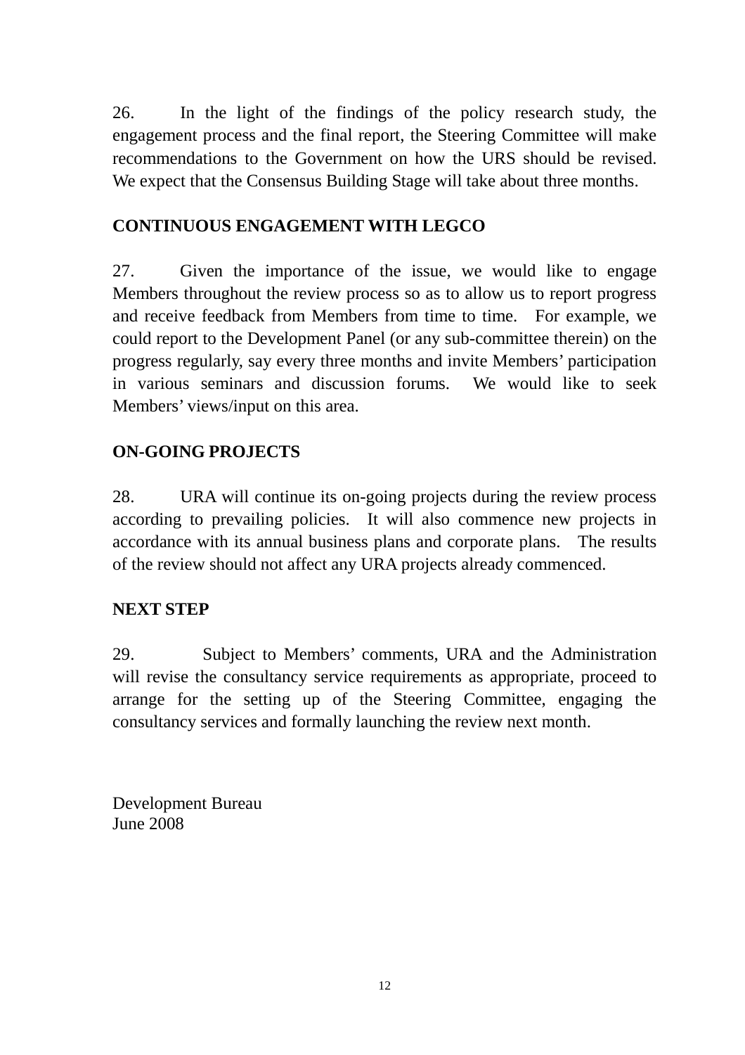26. In the light of the findings of the policy research study, the engagement process and the final report, the Steering Committee will make recommendations to the Government on how the URS should be revised. We expect that the Consensus Building Stage will take about three months.

**CONTINUOUS ENGAGEMENT WITH LEGCO**

27. Given the importance of the issue, we would like to engage Members throughout the review process so as to allow us to report progress and receive feedback from Members from time to time. For example, we could report to the Development Panel (or any sub-committee therein) on the progress regularly, say every three months and invite Members' participation in various seminars and discussion forums. We would like to seek Members' views/input on this area.

**ON-GOING PROJECTS**

28. URA will continue its on-going projects during the review process according to prevailing policies. It will also commence new projects in accordance with its annual business plans and corporate plans. The results of the review should not affect any URA projects already commenced.

**NEXT STEP**

29. Subject to Members' comments, URA and the Administration will revise the consultancy service requirements as appropriate, proceed to arrange for the setting up of the Steering Committee, engaging the consultancy services and formally launching the review next month.

Development Bureau
June 2008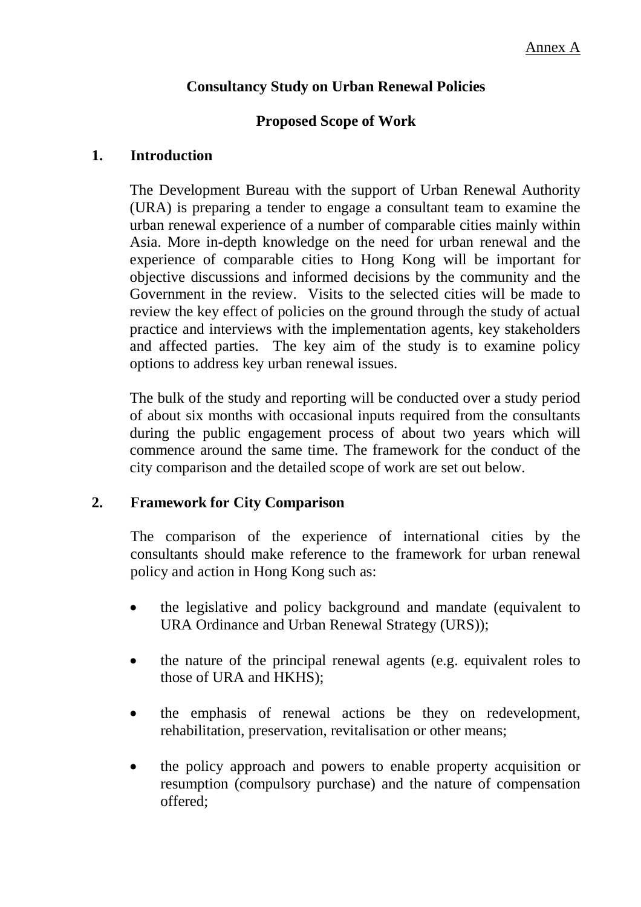Annex A

# Consultancy Study on Urban Renewal Policies

## Proposed Scope of Work

### 1. Introduction

The Development Bureau with the support of Urban Renewal Authority (URA) is preparing a tender to engage a consultant team to examine the urban renewal experience of a number of comparable cities mainly within Asia. More in-depth knowledge on the need for urban renewal and the experience of comparable cities to Hong Kong will be important for objective discussions and informed decisions by the community and the Government in the review. Visits to the selected cities will be made to review the key effect of policies on the ground through the study of actual practice and interviews with the implementation agents, key stakeholders and affected parties. The key aim of the study is to examine policy options to address key urban renewal issues.

The bulk of the study and reporting will be conducted over a study period of about six months with occasional inputs required from the consultants during the public engagement process of about two years which will commence around the same time. The framework for the conduct of the city comparison and the detailed scope of work are set out below.

### 2. Framework for City Comparison

The comparison of the experience of international cities by the consultants should make reference to the framework for urban renewal policy and action in Hong Kong such as:

- the legislative and policy background and mandate (equivalent to URA Ordinance and Urban Renewal Strategy (URS));

- the nature of the principal renewal agents (e.g. equivalent roles to those of URA and HKHS);

- the emphasis of renewal actions be they on redevelopment, rehabilitation, preservation, revitalisation or other means;

- the policy approach and powers to enable property acquisition or resumption (compulsory purchase) and the nature of compensation offered;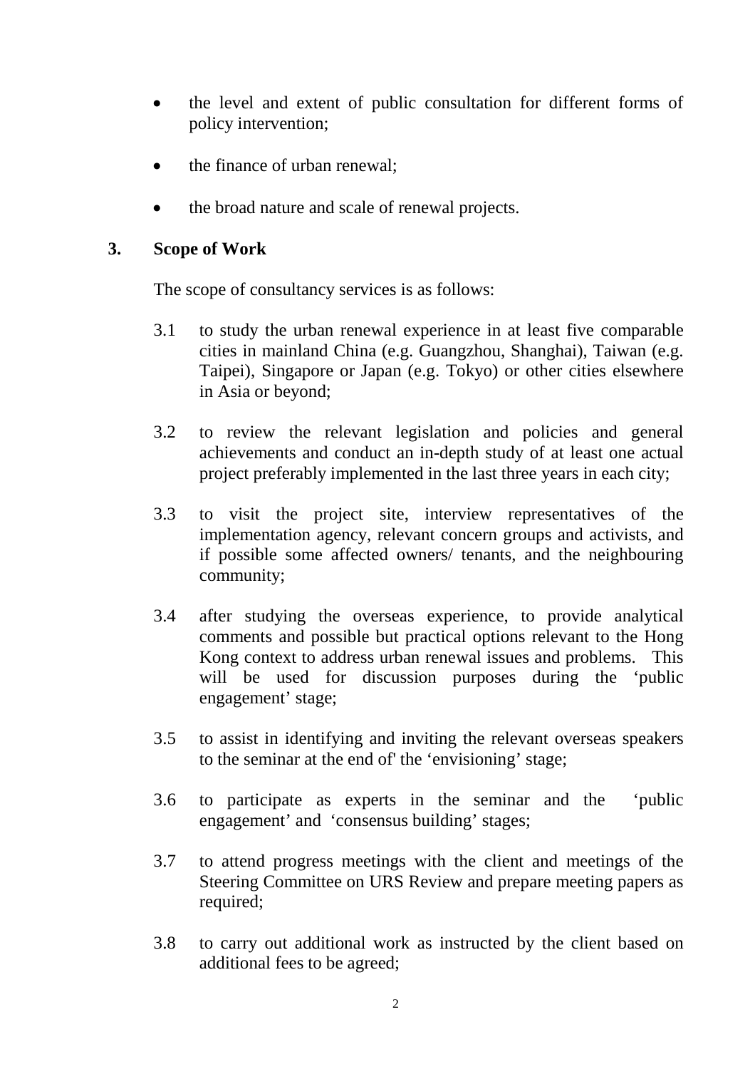- the level and extent of public consultation for different forms of policy intervention;
- the finance of urban renewal;
- the broad nature and scale of renewal projects.

## 3. Scope of Work

The scope of consultancy services is as follows:

3.1 to study the urban renewal experience in at least five comparable cities in mainland China (e.g. Guangzhou, Shanghai), Taiwan (e.g. Taipei), Singapore or Japan (e.g. Tokyo) or other cities elsewhere in Asia or beyond;

3.2 to review the relevant legislation and policies and general achievements and conduct an in-depth study of at least one actual project preferably implemented in the last three years in each city;

3.3 to visit the project site, interview representatives of the implementation agency, relevant concern groups and activists, and if possible some affected owners/ tenants, and the neighbouring community;

3.4 after studying the overseas experience, to provide analytical comments and possible but practical options relevant to the Hong Kong context to address urban renewal issues and problems. This will be used for discussion purposes during the 'public engagement' stage;

3.5 to assist in identifying and inviting the relevant overseas speakers to the seminar at the end of' the 'envisioning' stage;

3.6 to participate as experts in the seminar and the 'public engagement' and 'consensus building' stages;

3.7 to attend progress meetings with the client and meetings of the Steering Committee on URS Review and prepare meeting papers as required;

3.8 to carry out additional work as instructed by the client based on additional fees to be agreed;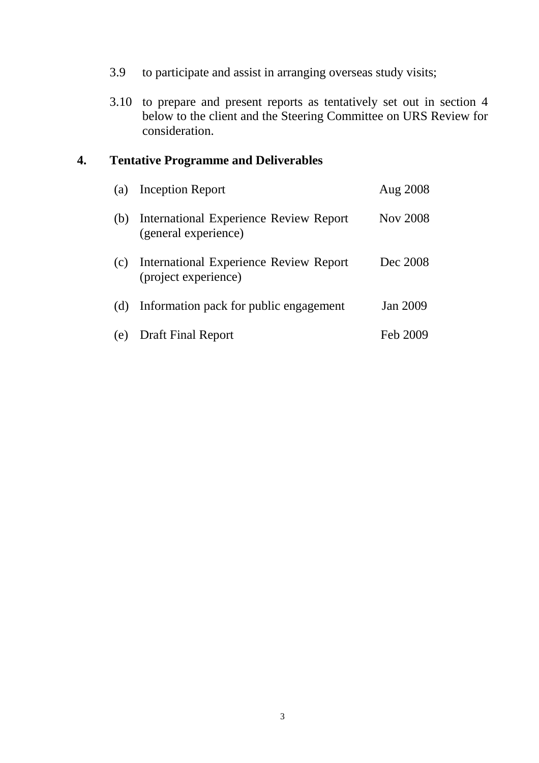3.9 to participate and assist in arranging overseas study visits;

3.10 to prepare and present reports as tentatively set out in section 4 below to the client and the Steering Committee on URS Review for consideration.

## 4. Tentative Programme and Deliverables

| | | |
|---|---|---|
| (a) | Inception Report | Aug 2008 |
| (b) | International Experience Review Report (general experience) | Nov 2008 |
| (c) | International Experience Review Report (project experience) | Dec 2008 |
| (d) | Information pack for public engagement | Jan 2009 |
| (e) | Draft Final Report | Feb 2009 |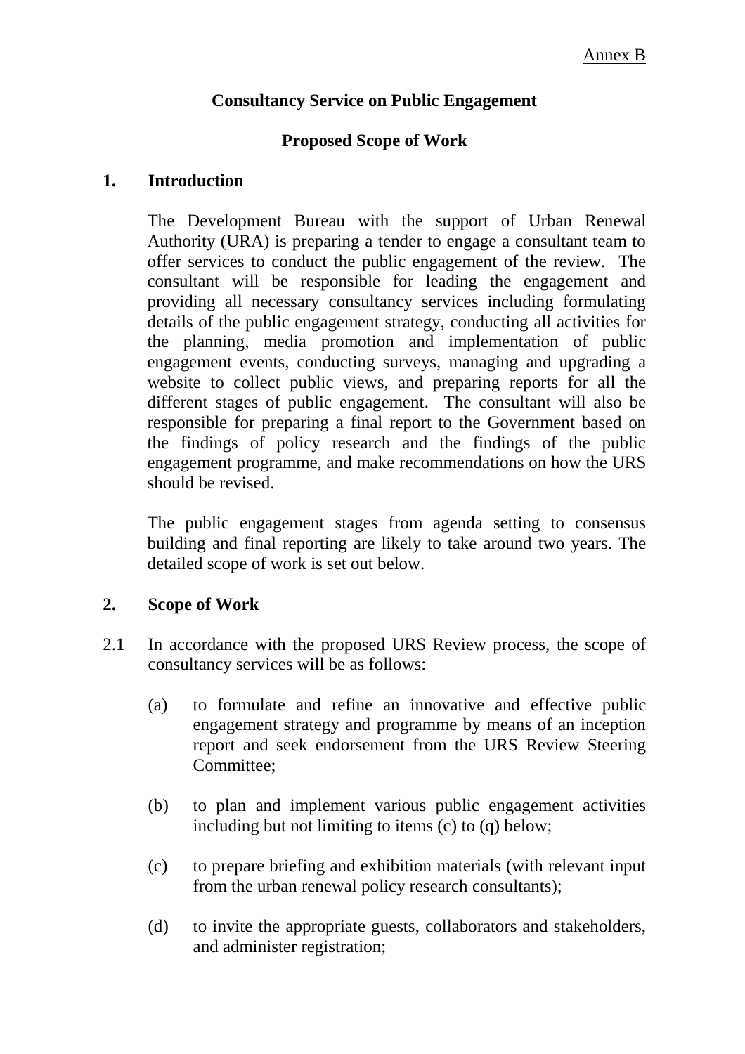Annex B

**Consultancy Service on Public Engagement**

**Proposed Scope of Work**

## 1. Introduction

The Development Bureau with the support of Urban Renewal Authority (URA) is preparing a tender to engage a consultant team to offer services to conduct the public engagement of the review. The consultant will be responsible for leading the engagement and providing all necessary consultancy services including formulating details of the public engagement strategy, conducting all activities for the planning, media promotion and implementation of public engagement events, conducting surveys, managing and upgrading a website to collect public views, and preparing reports for all the different stages of public engagement. The consultant will also be responsible for preparing a final report to the Government based on the findings of policy research and the findings of the public engagement programme, and make recommendations on how the URS should be revised.

The public engagement stages from agenda setting to consensus building and final reporting are likely to take around two years. The detailed scope of work is set out below.

## 2. Scope of Work

2.1 In accordance with the proposed URS Review process, the scope of consultancy services will be as follows:

(a) to formulate and refine an innovative and effective public engagement strategy and programme by means of an inception report and seek endorsement from the URS Review Steering Committee;

(b) to plan and implement various public engagement activities including but not limiting to items (c) to (q) below;

(c) to prepare briefing and exhibition materials (with relevant input from the urban renewal policy research consultants);

(d) to invite the appropriate guests, collaborators and stakeholders, and administer registration;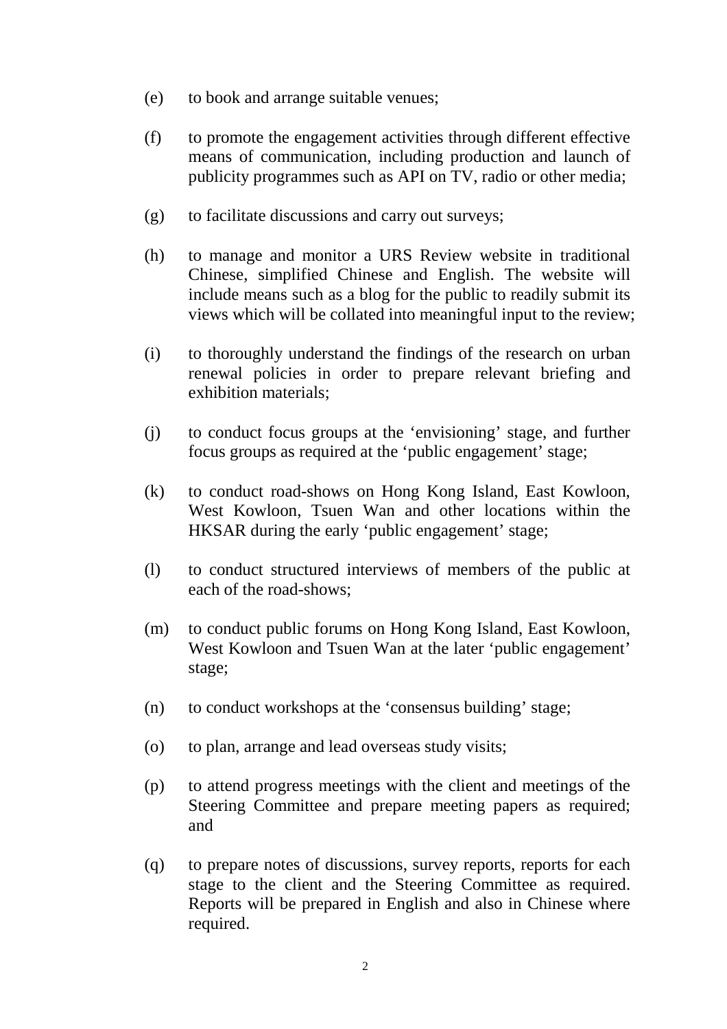(e) to book and arrange suitable venues;

(f) to promote the engagement activities through different effective means of communication, including production and launch of publicity programmes such as API on TV, radio or other media;

(g) to facilitate discussions and carry out surveys;

(h) to manage and monitor a URS Review website in traditional Chinese, simplified Chinese and English. The website will include means such as a blog for the public to readily submit its views which will be collated into meaningful input to the review;

(i) to thoroughly understand the findings of the research on urban renewal policies in order to prepare relevant briefing and exhibition materials;

(j) to conduct focus groups at the 'envisioning' stage, and further focus groups as required at the 'public engagement' stage;

(k) to conduct road-shows on Hong Kong Island, East Kowloon, West Kowloon, Tsuen Wan and other locations within the HKSAR during the early 'public engagement' stage;

(l) to conduct structured interviews of members of the public at each of the road-shows;

(m) to conduct public forums on Hong Kong Island, East Kowloon, West Kowloon and Tsuen Wan at the later 'public engagement' stage;

(n) to conduct workshops at the 'consensus building' stage;

(o) to plan, arrange and lead overseas study visits;

(p) to attend progress meetings with the client and meetings of the Steering Committee and prepare meeting papers as required; and

(q) to prepare notes of discussions, survey reports, reports for each stage to the client and the Steering Committee as required. Reports will be prepared in English and also in Chinese where required.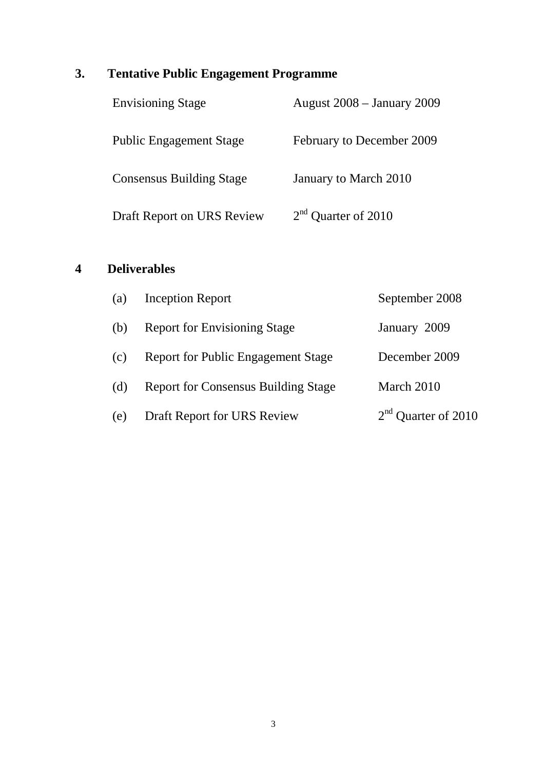## 3. Tentative Public Engagement Programme

| | |
|---|---|
| Envisioning Stage | August 2008 – January 2009 |
| Public Engagement Stage | February to December 2009 |
| Consensus Building Stage | January to March 2010 |
| Draft Report on URS Review | 2nd Quarter of 2010 |

## 4 Deliverables

| | | |
|---|---|---|
| (a) | Inception Report | September 2008 |
| (b) | Report for Envisioning Stage | January 2009 |
| (c) | Report for Public Engagement Stage | December 2009 |
| (d) | Report for Consensus Building Stage | March 2010 |
| (e) | Draft Report for URS Review | 2nd Quarter of 2010 |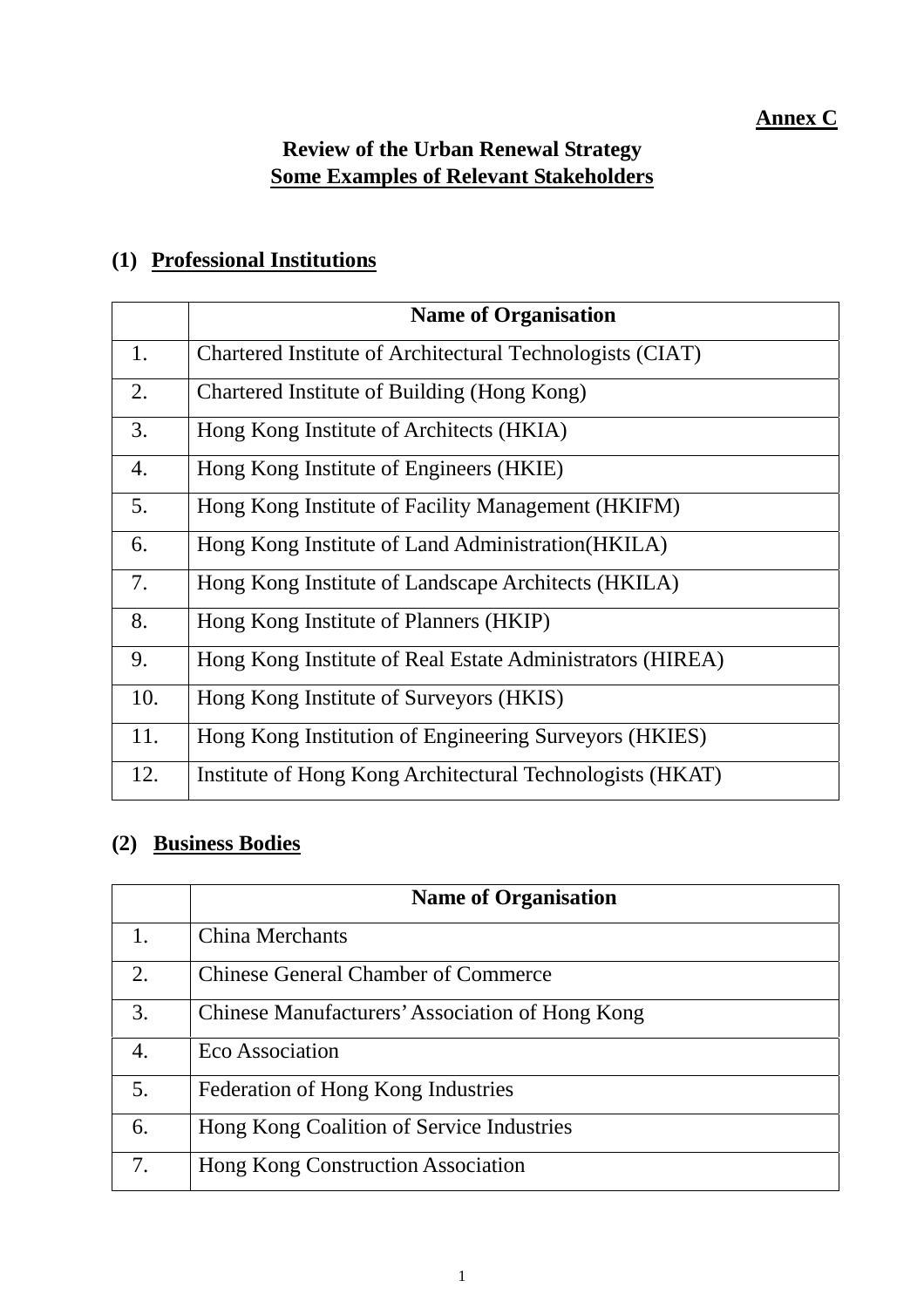**Annex C**

# Review of the Urban Renewal Strategy
## Some Examples of Relevant Stakeholders

### (1) Professional Institutions

| | Name of Organisation |
|---|---|
| 1. | Chartered Institute of Architectural Technologists (CIAT) |
| 2. | Chartered Institute of Building (Hong Kong) |
| 3. | Hong Kong Institute of Architects (HKIA) |
| 4. | Hong Kong Institute of Engineers (HKIE) |
| 5. | Hong Kong Institute of Facility Management (HKIFM) |
| 6. | Hong Kong Institute of Land Administration(HKILA) |
| 7. | Hong Kong Institute of Landscape Architects (HKILA) |
| 8. | Hong Kong Institute of Planners (HKIP) |
| 9. | Hong Kong Institute of Real Estate Administrators (HIREA) |
| 10. | Hong Kong Institute of Surveyors (HKIS) |
| 11. | Hong Kong Institution of Engineering Surveyors (HKIES) |
| 12. | Institute of Hong Kong Architectural Technologists (HKAT) |

### (2) Business Bodies

| | Name of Organisation |
|---|---|
| 1. | China Merchants |
| 2. | Chinese General Chamber of Commerce |
| 3. | Chinese Manufacturers' Association of Hong Kong |
| 4. | Eco Association |
| 5. | Federation of Hong Kong Industries |
| 6. | Hong Kong Coalition of Service Industries |
| 7. | Hong Kong Construction Association |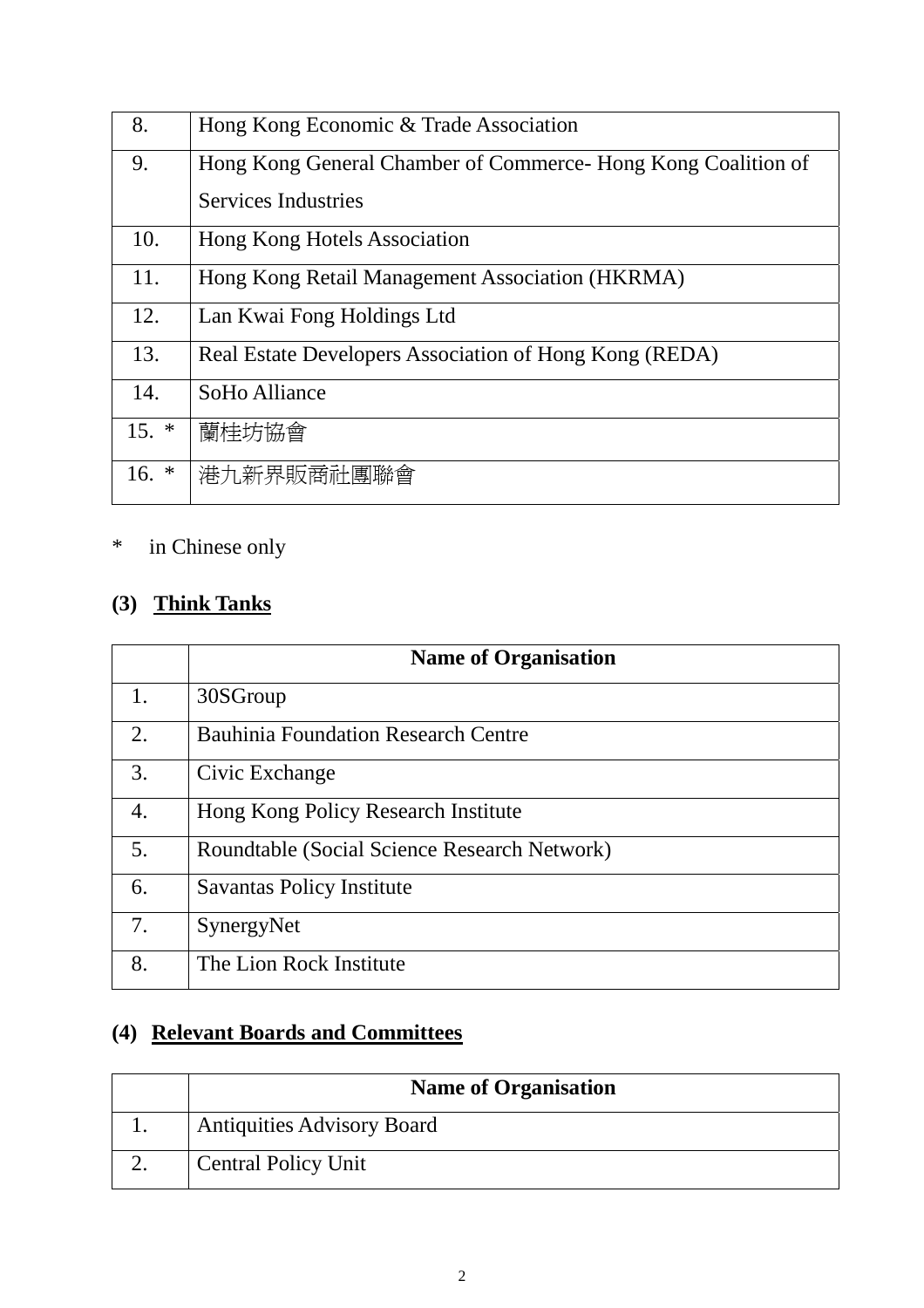| | |
|---|---|
| 8. | Hong Kong Economic & Trade Association |
| 9. | Hong Kong General Chamber of Commerce- Hong Kong Coalition of Services Industries |
| 10. | Hong Kong Hotels Association |
| 11. | Hong Kong Retail Management Association (HKRMA) |
| 12. | Lan Kwai Fong Holdings Ltd |
| 13. | Real Estate Developers Association of Hong Kong (REDA) |
| 14. | SoHo Alliance |
| 15. * | 蘭桂坊協會 |
| 16. * | 港九新界販商社團聯會 |

\* in Chinese only

## (3) Think Tanks

| | Name of Organisation |
|---|---|
| 1. | 30SGroup |
| 2. | Bauhinia Foundation Research Centre |
| 3. | Civic Exchange |
| 4. | Hong Kong Policy Research Institute |
| 5. | Roundtable (Social Science Research Network) |
| 6. | Savantas Policy Institute |
| 7. | SynergyNet |
| 8. | The Lion Rock Institute |

## (4) Relevant Boards and Committees

| | Name of Organisation |
|---|---|
| 1. | Antiquities Advisory Board |
| 2. | Central Policy Unit |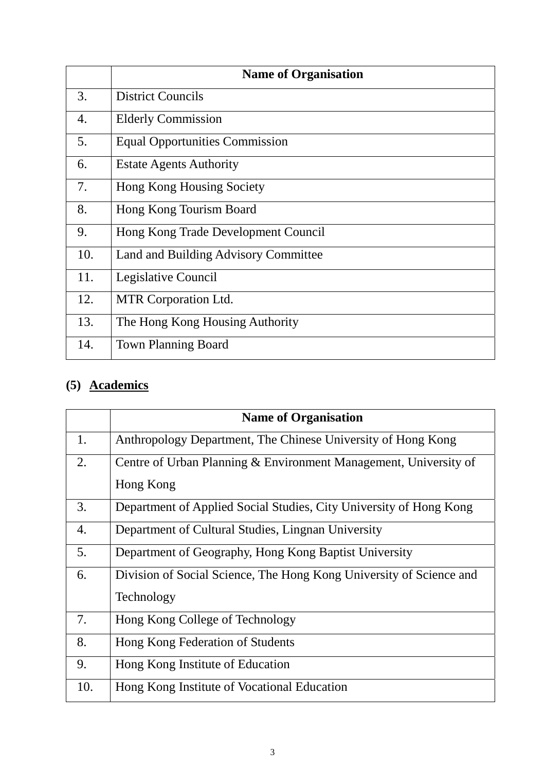|  | Name of Organisation |
|---|---|
| 3. | District Councils |
| 4. | Elderly Commission |
| 5. | Equal Opportunities Commission |
| 6. | Estate Agents Authority |
| 7. | Hong Kong Housing Society |
| 8. | Hong Kong Tourism Board |
| 9. | Hong Kong Trade Development Council |
| 10. | Land and Building Advisory Committee |
| 11. | Legislative Council |
| 12. | MTR Corporation Ltd. |
| 13. | The Hong Kong Housing Authority |
| 14. | Town Planning Board |

## (5) Academics

|  | Name of Organisation |
|---|---|
| 1. | Anthropology Department, The Chinese University of Hong Kong |
| 2. | Centre of Urban Planning & Environment Management, University of Hong Kong |
| 3. | Department of Applied Social Studies, City University of Hong Kong |
| 4. | Department of Cultural Studies, Lingnan University |
| 5. | Department of Geography, Hong Kong Baptist University |
| 6. | Division of Social Science, The Hong Kong University of Science and Technology |
| 7. | Hong Kong College of Technology |
| 8. | Hong Kong Federation of Students |
| 9. | Hong Kong Institute of Education |
| 10. | Hong Kong Institute of Vocational Education |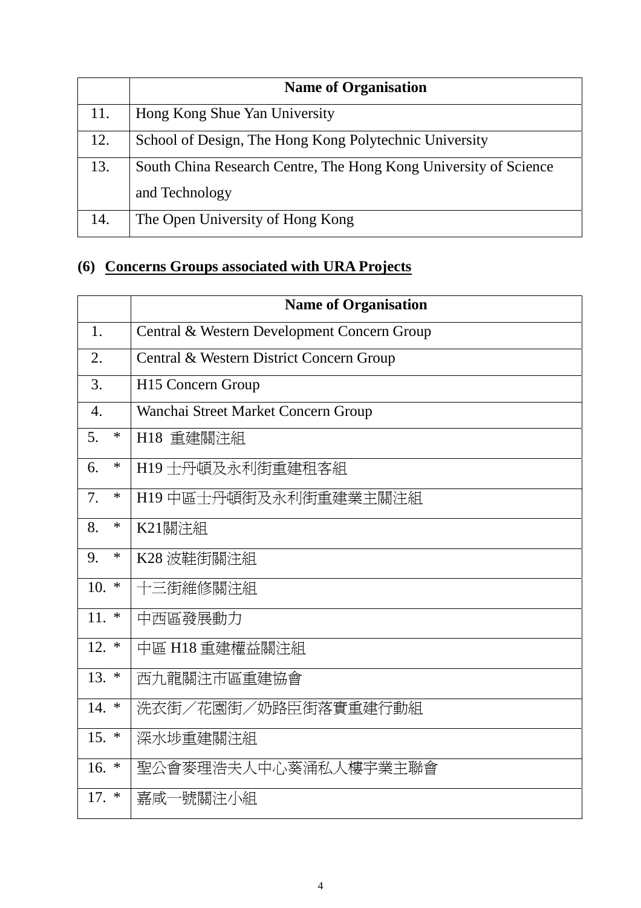| | Name of Organisation |
|---|---|
| 11. | Hong Kong Shue Yan University |
| 12. | School of Design, The Hong Kong Polytechnic University |
| 13. | South China Research Centre, The Hong Kong University of Science and Technology |
| 14. | The Open University of Hong Kong |

## (6) Concerns Groups associated with URA Projects

| | Name of Organisation |
|---|---|
| 1. | Central & Western Development Concern Group |
| 2. | Central & Western District Concern Group |
| 3. | H15 Concern Group |
| 4. | Wanchai Street Market Concern Group |
| 5. * | H18 重建關注組 |
| 6. * | H19 士丹頓及永利街重建租客組 |
| 7. * | H19 中區士丹頓街及永利街重建業主關注組 |
| 8. * | K21關注組 |
| 9. * | K28 波鞋街關注組 |
| 10. * | 十三街維修關注組 |
| 11. * | 中西區發展動力 |
| 12. * | 中區 H18 重建權益關注組 |
| 13. * | 西九龍關注市區重建協會 |
| 14. * | 洗衣街／花園街／奶路臣街落實重建行動組 |
| 15. * | 深水埗重建關注組 |
| 16. * | 聖公會麥理浩夫人中心葵涌私人樓宇業主聯會 |
| 17. * | 嘉咸一號關注小組 |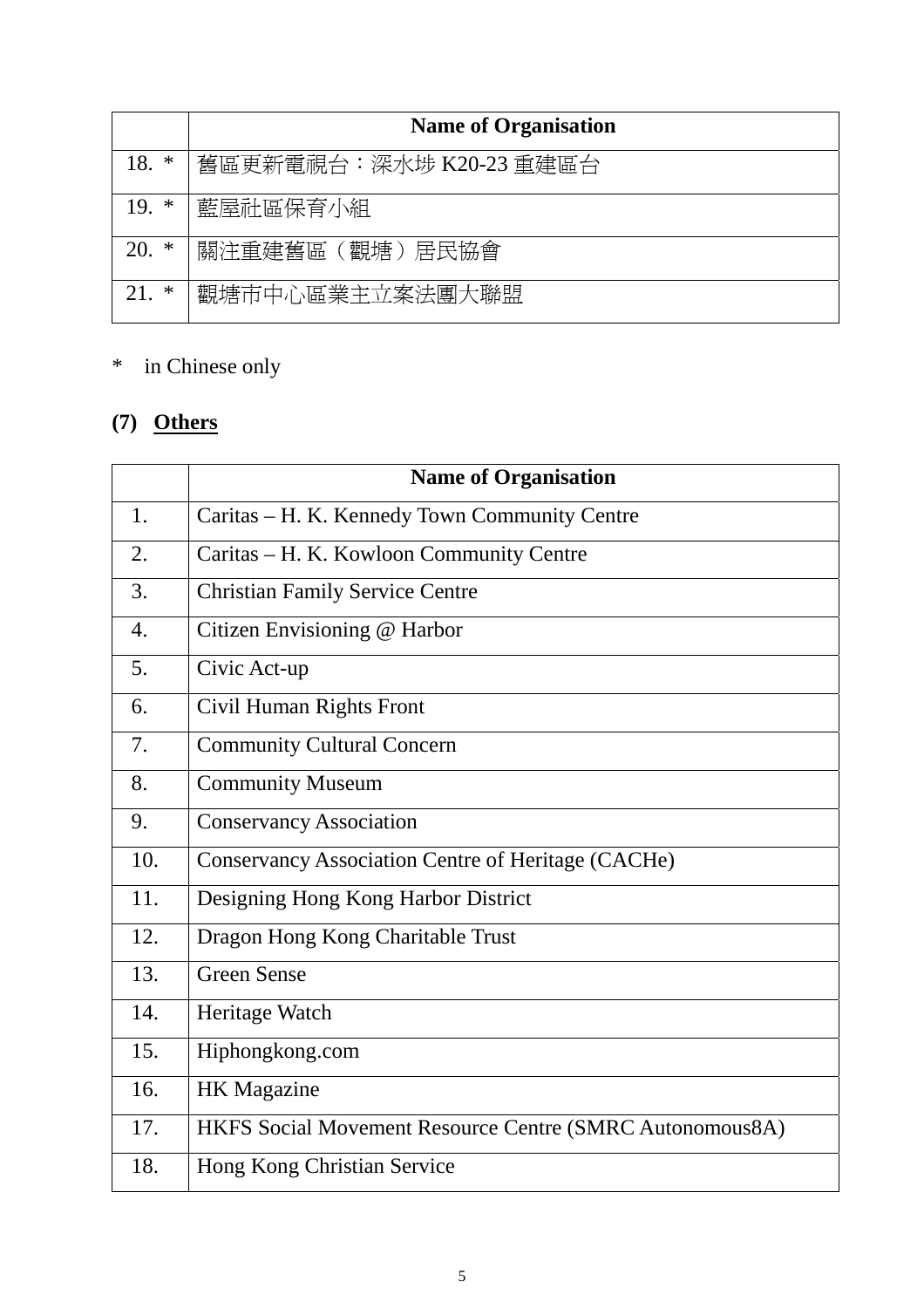| | Name of Organisation |
|---|---|
| 18. * | 舊區更新電視台：深水埗 K20-23 重建區台 |
| 19. * | 藍屋社區保育小組 |
| 20. * | 關注重建舊區（觀塘）居民協會 |
| 21. * | 觀塘市中心區業主立案法團大聯盟 |

* in Chinese only

## (7) Others

| | Name of Organisation |
|---|---|
| 1. | Caritas – H. K. Kennedy Town Community Centre |
| 2. | Caritas – H. K. Kowloon Community Centre |
| 3. | Christian Family Service Centre |
| 4. | Citizen Envisioning @ Harbor |
| 5. | Civic Act-up |
| 6. | Civil Human Rights Front |
| 7. | Community Cultural Concern |
| 8. | Community Museum |
| 9. | Conservancy Association |
| 10. | Conservancy Association Centre of Heritage (CACHe) |
| 11. | Designing Hong Kong Harbor District |
| 12. | Dragon Hong Kong Charitable Trust |
| 13. | Green Sense |
| 14. | Heritage Watch |
| 15. | Hiphongkong.com |
| 16. | HK Magazine |
| 17. | HKFS Social Movement Resource Centre (SMRC Autonomous8A) |
| 18. | Hong Kong Christian Service |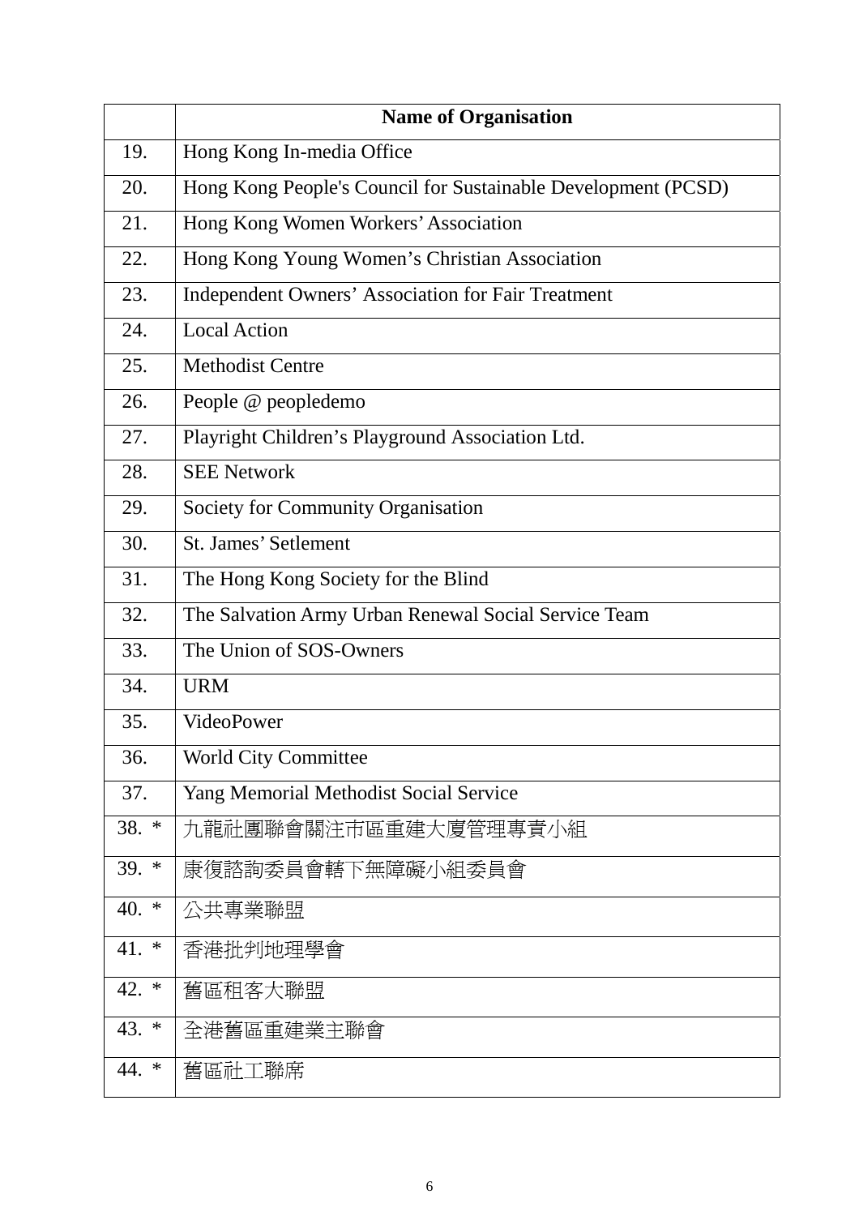| | Name of Organisation |
|---|---|
| 19. | Hong Kong In-media Office |
| 20. | Hong Kong People's Council for Sustainable Development (PCSD) |
| 21. | Hong Kong Women Workers' Association |
| 22. | Hong Kong Young Women's Christian Association |
| 23. | Independent Owners' Association for Fair Treatment |
| 24. | Local Action |
| 25. | Methodist Centre |
| 26. | People @ peopledemo |
| 27. | Playright Children's Playground Association Ltd. |
| 28. | SEE Network |
| 29. | Society for Community Organisation |
| 30. | St. James' Setlement |
| 31. | The Hong Kong Society for the Blind |
| 32. | The Salvation Army Urban Renewal Social Service Team |
| 33. | The Union of SOS-Owners |
| 34. | URM |
| 35. | VideoPower |
| 36. | World City Committee |
| 37. | Yang Memorial Methodist Social Service |
| 38. * | 九龍社團聯會關注市區重建大廈管理專責小組 |
| 39. * | 康復諮詢委員會轄下無障礙小組委員會 |
| 40. * | 公共專業聯盟 |
| 41. * | 香港批判地理學會 |
| 42. * | 舊區租客大聯盟 |
| 43. * | 全港舊區重建業主聯會 |
| 44. * | 舊區社工聯席 |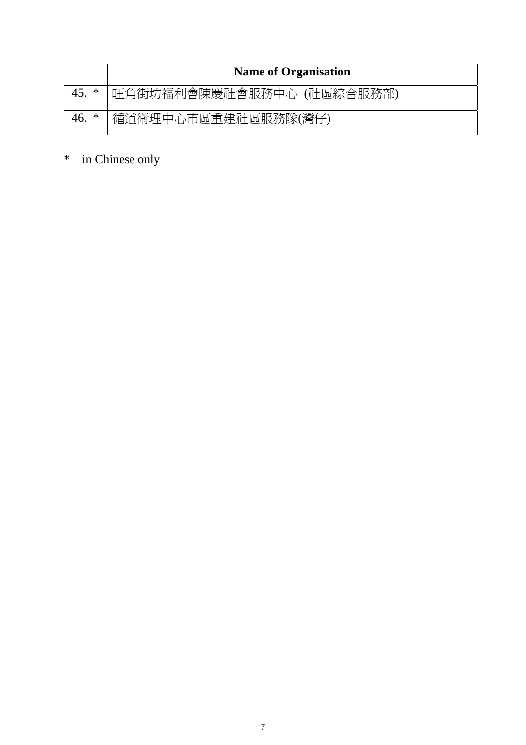| | Name of Organisation |
|---|---|
| 45. * | 旺角街坊福利會陳慶社會服務中心 (社區綜合服務部) |
| 46. * | 循道衛理中心市區重建社區服務隊(灣仔) |

* in Chinese only